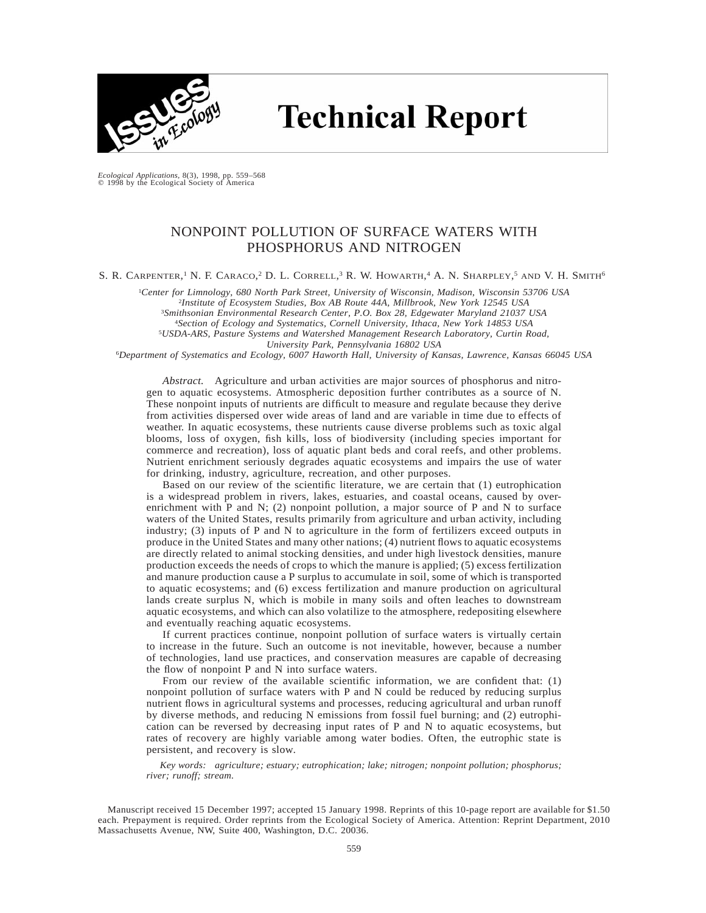# Technical Report

*Ecological Applications*, 8(3), 1998, pp. 559–568
© 1998 by the Ecological Society of America

## NONPOINT POLLUTION OF SURFACE WATERS WITH PHOSPHORUS AND NITROGEN

S. R. CARPENTER,[1] N. F. CARACO,[2] D. L. CORRELL,[3] R. W. HOWARTH,[4] A. N. SHARPLEY,[5] AND V. H. SMITH[6]

[1]*Center for Limnology, 680 North Park Street, University of Wisconsin, Madison, Wisconsin 53706 USA*
[2]*Institute of Ecosystem Studies, Box AB Route 44A, Millbrook, New York 12545 USA*
[3]*Smithsonian Environmental Research Center, P.O. Box 28, Edgewater Maryland 21037 USA*
[4]*Section of Ecology and Systematics, Cornell University, Ithaca, New York 14853 USA*
[5]*USDA-ARS, Pasture Systems and Watershed Management Research Laboratory, Curtin Road, University Park, Pennsylvania 16802 USA*
[6]*Department of Systematics and Ecology, 6007 Haworth Hall, University of Kansas, Lawrence, Kansas 66045 USA*

*Abstract.* Agriculture and urban activities are major sources of phosphorus and nitrogen to aquatic ecosystems. Atmospheric deposition further contributes as a source of N. These nonpoint inputs of nutrients are difficult to measure and regulate because they derive from activities dispersed over wide areas of land and are variable in time due to effects of weather. In aquatic ecosystems, these nutrients cause diverse problems such as toxic algal blooms, loss of oxygen, fish kills, loss of biodiversity (including species important for commerce and recreation), loss of aquatic plant beds and coral reefs, and other problems. Nutrient enrichment seriously degrades aquatic ecosystems and impairs the use of water for drinking, industry, agriculture, recreation, and other purposes.

Based on our review of the scientific literature, we are certain that (1) eutrophication is a widespread problem in rivers, lakes, estuaries, and coastal oceans, caused by overenrichment with P and N; (2) nonpoint pollution, a major source of P and N to surface waters of the United States, results primarily from agriculture and urban activity, including industry; (3) inputs of P and N to agriculture in the form of fertilizers exceed outputs in produce in the United States and many other nations; (4) nutrient flows to aquatic ecosystems are directly related to animal stocking densities, and under high livestock densities, manure production exceeds the needs of crops to which the manure is applied; (5) excess fertilization and manure production cause a P surplus to accumulate in soil, some of which is transported to aquatic ecosystems; and (6) excess fertilization and manure production on agricultural lands create surplus N, which is mobile in many soils and often leaches to downstream aquatic ecosystems, and which can also volatilize to the atmosphere, redepositing elsewhere and eventually reaching aquatic ecosystems.

If current practices continue, nonpoint pollution of surface waters is virtually certain to increase in the future. Such an outcome is not inevitable, however, because a number of technologies, land use practices, and conservation measures are capable of decreasing the flow of nonpoint P and N into surface waters.

From our review of the available scientific information, we are confident that: (1) nonpoint pollution of surface waters with P and N could be reduced by reducing surplus nutrient flows in agricultural systems and processes, reducing agricultural and urban runoff by diverse methods, and reducing N emissions from fossil fuel burning; and (2) eutrophication can be reversed by decreasing input rates of P and N to aquatic ecosystems, but rates of recovery are highly variable among water bodies. Often, the eutrophic state is persistent, and recovery is slow.

*Key words: agriculture; estuary; eutrophication; lake; nitrogen; nonpoint pollution; phosphorus; river; runoff; stream.*

Manuscript received 15 December 1997; accepted 15 January 1998. Reprints of this 10-page report are available for $1.50 each. Prepayment is required. Order reprints from the Ecological Society of America. Attention: Reprint Department, 2010 Massachusetts Avenue, NW, Suite 400, Washington, D.C. 20036.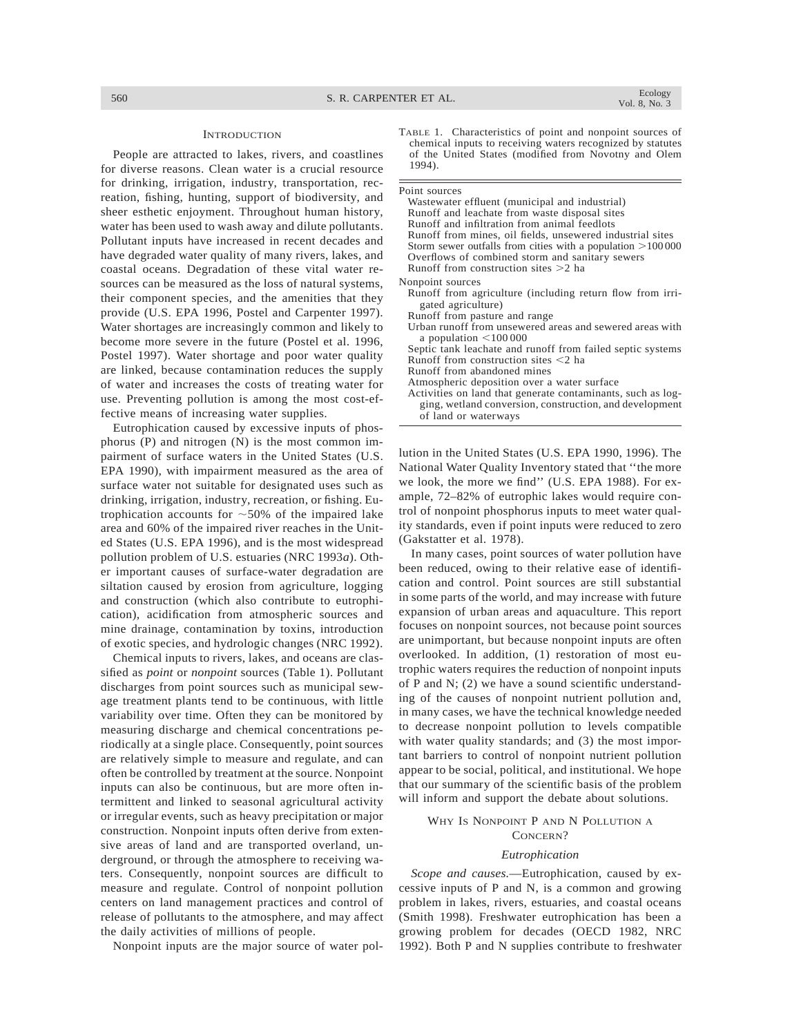## Introduction

People are attracted to lakes, rivers, and coastlines for diverse reasons. Clean water is a crucial resource for drinking, irrigation, industry, transportation, recreation, fishing, hunting, support of biodiversity, and sheer esthetic enjoyment. Throughout human history, water has been used to wash away and dilute pollutants. Pollutant inputs have increased in recent decades and have degraded water quality of many rivers, lakes, and coastal oceans. Degradation of these vital water resources can be measured as the loss of natural systems, their component species, and the amenities that they provide (U.S. EPA 1996, Postel and Carpenter 1997). Water shortages are increasingly common and likely to become more severe in the future (Postel et al. 1996, Postel 1997). Water shortage and poor water quality are linked, because contamination reduces the supply of water and increases the costs of treating water for use. Preventing pollution is among the most cost-effective means of increasing water supplies.

Eutrophication caused by excessive inputs of phosphorus (P) and nitrogen (N) is the most common impairment of surface waters in the United States (U.S. EPA 1990), with impairment measured as the area of surface water not suitable for designated uses such as drinking, irrigation, industry, recreation, or fishing. Eutrophication accounts for ~50% of the impaired lake area and 60% of the impaired river reaches in the United States (U.S. EPA 1996), and is the most widespread pollution problem of U.S. estuaries (NRC 1993*a*). Other important causes of surface-water degradation are siltation caused by erosion from agriculture, logging and construction (which also contribute to eutrophication), acidification from atmospheric sources and mine drainage, contamination by toxins, introduction of exotic species, and hydrologic changes (NRC 1992).

Chemical inputs to rivers, lakes, and oceans are classified as *point* or *nonpoint* sources (Table 1). Pollutant discharges from point sources such as municipal sewage treatment plants tend to be continuous, with little variability over time. Often they can be monitored by measuring discharge and chemical concentrations periodically at a single place. Consequently, point sources are relatively simple to measure and regulate, and can often be controlled by treatment at the source. Nonpoint inputs can also be continuous, but are more often intermittent and linked to seasonal agricultural activity or irregular events, such as heavy precipitation or major construction. Nonpoint inputs often derive from extensive areas of land and are transported overland, underground, or through the atmosphere to receiving waters. Consequently, nonpoint sources are difficult to measure and regulate. Control of nonpoint pollution centers on land management practices and control of release of pollutants to the atmosphere, and may affect the daily activities of millions of people.

Table 1. Characteristics of point and nonpoint sources of chemical inputs to receiving waters recognized by statutes of the United States (modified from Novotny and Olem 1994).

| |
|---|
| **Point sources** |
| Wastewater effluent (municipal and industrial) |
| Runoff and leachate from waste disposal sites |
| Runoff and infiltration from animal feedlots |
| Runoff from mines, oil fields, unsewered industrial sites |
| Storm sewer outfalls from cities with a population >100 000 |
| Overflows of combined storm and sanitary sewers |
| Runoff from construction sites >2 ha |
| **Nonpoint sources** |
| Runoff from agriculture (including return flow from irrigated agriculture) |
| Runoff from pasture and range |
| Urban runoff from unsewered areas and sewered areas with a population <100 000 |
| Septic tank leachate and runoff from failed septic systems |
| Runoff from construction sites <2 ha |
| Runoff from abandoned mines |
| Atmospheric deposition over a water surface |
| Activities on land that generate contaminants, such as logging, wetland conversion, construction, and development of land or waterways |

Nonpoint inputs are the major source of water pollution in the United States (U.S. EPA 1990, 1996). The National Water Quality Inventory stated that "the more we look, the more we find" (U.S. EPA 1988). For example, 72–82% of eutrophic lakes would require control of nonpoint phosphorus inputs to meet water quality standards, even if point inputs were reduced to zero (Gakstatter et al. 1978).

In many cases, point sources of water pollution have been reduced, owing to their relative ease of identification and control. Point sources are still substantial in some parts of the world, and may increase with future expansion of urban areas and aquaculture. This report focuses on nonpoint sources, not because point sources are unimportant, but because nonpoint inputs are often overlooked. In addition, (1) restoration of most eutrophic waters requires the reduction of nonpoint inputs of P and N; (2) we have a sound scientific understanding of the causes of nonpoint nutrient pollution and, in many cases, we have the technical knowledge needed to decrease nonpoint pollution to levels compatible with water quality standards; and (3) the most important barriers to control of nonpoint nutrient pollution appear to be social, political, and institutional. We hope that our summary of the scientific basis of the problem will inform and support the debate about solutions.

## Why Is Nonpoint P and N Pollution a Concern?

### Eutrophication

*Scope and causes.*—Eutrophication, caused by excessive inputs of P and N, is a common and growing problem in lakes, rivers, estuaries, and coastal oceans (Smith 1998). Freshwater eutrophication has been a growing problem for decades (OECD 1982, NRC 1992). Both P and N supplies contribute to freshwater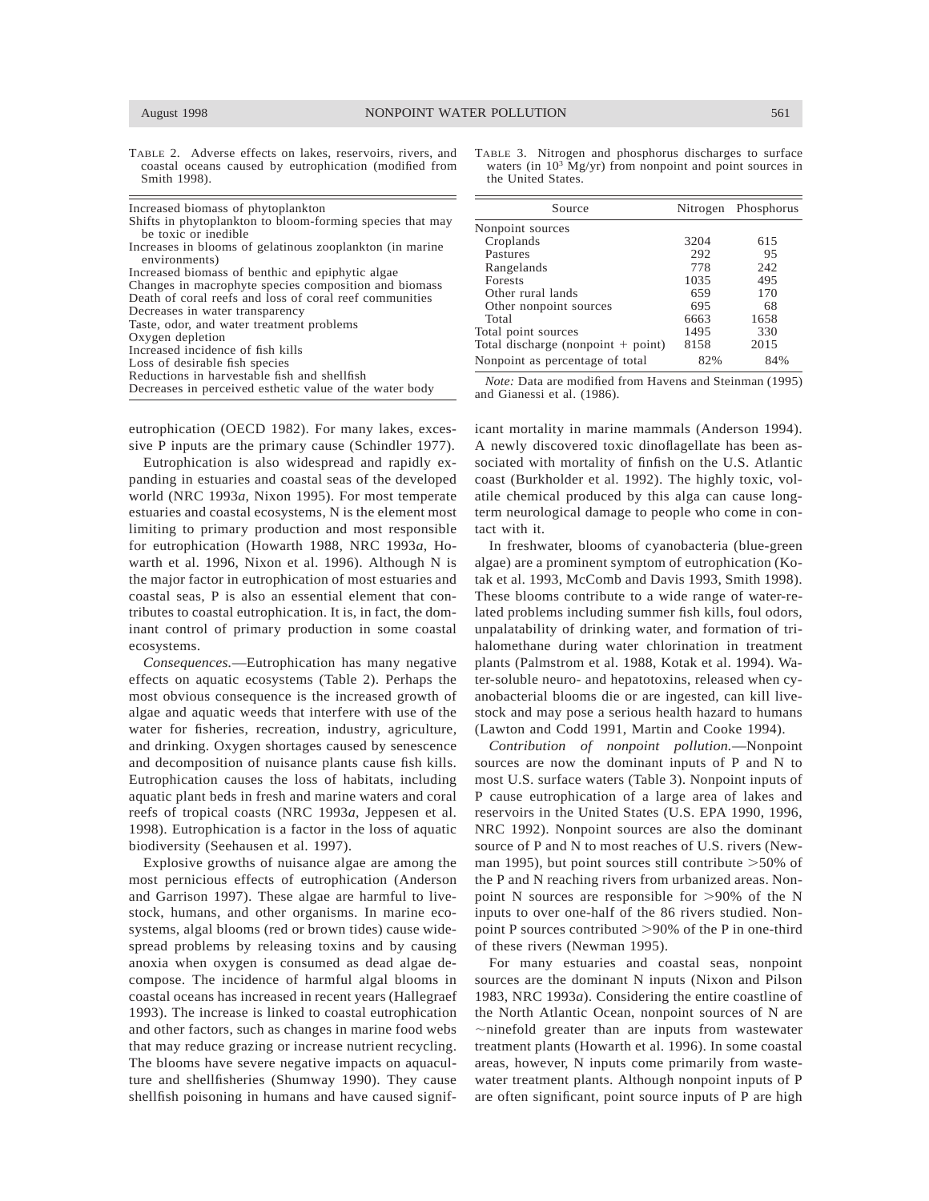TABLE 2. Adverse effects on lakes, reservoirs, rivers, and coastal oceans caused by eutrophication (modified from Smith 1998).

| |
|---|
| Increased biomass of phytoplankton |
| Shifts in phytoplankton to bloom-forming species that may be toxic or inedible |
| Increases in blooms of gelatinous zooplankton (in marine environments) |
| Increased biomass of benthic and epiphytic algae |
| Changes in macrophyte species composition and biomass |
| Death of coral reefs and loss of coral reef communities |
| Decreases in water transparency |
| Taste, odor, and water treatment problems |
| Oxygen depletion |
| Increased incidence of fish kills |
| Loss of desirable fish species |
| Reductions in harvestable fish and shellfish |
| Decreases in perceived esthetic value of the water body |

TABLE 3. Nitrogen and phosphorus discharges to surface waters (in $10^3$ Mg/yr) from nonpoint and point sources in the United States.

| Source | Nitrogen | Phosphorus |
|---|---|---|
| Nonpoint sources | | |
| Croplands | 3204 | 615 |
| Pastures | 292 | 95 |
| Rangelands | 778 | 242 |
| Forests | 1035 | 495 |
| Other rural lands | 659 | 170 |
| Other nonpoint sources | 695 | 68 |
| Total | 6663 | 1658 |
| Total point sources | 1495 | 330 |
| Total discharge (nonpoint + point) | 8158 | 2015 |
| Nonpoint as percentage of total | 82% | 84% |

*Note:* Data are modified from Havens and Steinman (1995) and Gianessi et al. (1986).

eutrophication (OECD 1982). For many lakes, excessive P inputs are the primary cause (Schindler 1977).

Eutrophication is also widespread and rapidly expanding in estuaries and coastal seas of the developed world (NRC 1993*a*, Nixon 1995). For most temperate estuaries and coastal ecosystems, N is the element most limiting to primary production and most responsible for eutrophication (Howarth 1988, NRC 1993*a*, Howarth et al. 1996, Nixon et al. 1996). Although N is the major factor in eutrophication of most estuaries and coastal seas, P is also an essential element that contributes to coastal eutrophication. It is, in fact, the dominant control of primary production in some coastal ecosystems.

*Consequences.*—Eutrophication has many negative effects on aquatic ecosystems (Table 2). Perhaps the most obvious consequence is the increased growth of algae and aquatic weeds that interfere with use of the water for fisheries, recreation, industry, agriculture, and drinking. Oxygen shortages caused by senescence and decomposition of nuisance plants cause fish kills. Eutrophication causes the loss of habitats, including aquatic plant beds in fresh and marine waters and coral reefs of tropical coasts (NRC 1993*a*, Jeppesen et al. 1998). Eutrophication is a factor in the loss of aquatic biodiversity (Seehausen et al. 1997).

Explosive growths of nuisance algae are among the most pernicious effects of eutrophication (Anderson and Garrison 1997). These algae are harmful to livestock, humans, and other organisms. In marine ecosystems, algal blooms (red or brown tides) cause widespread problems by releasing toxins and by causing anoxia when oxygen is consumed as dead algae decompose. The incidence of harmful algal blooms in coastal oceans has increased in recent years (Hallegraef 1993). The increase is linked to coastal eutrophication and other factors, such as changes in marine food webs that may reduce grazing or increase nutrient recycling. The blooms have severe negative impacts on aquaculture and shellfisheries (Shumway 1990). They cause shellfish poisoning in humans and have caused significant mortality in marine mammals (Anderson 1994). A newly discovered toxic dinoflagellate has been associated with mortality of finfish on the U.S. Atlantic coast (Burkholder et al. 1992). The highly toxic, volatile chemical produced by this alga can cause long-term neurological damage to people who come in contact with it.

In freshwater, blooms of cyanobacteria (blue-green algae) are a prominent symptom of eutrophication (Kotak et al. 1993, McComb and Davis 1993, Smith 1998). These blooms contribute to a wide range of water-related problems including summer fish kills, foul odors, unpalatability of drinking water, and formation of trihalomethane during water chlorination in treatment plants (Palmstrom et al. 1988, Kotak et al. 1994). Water-soluble neuro- and hepatotoxins, released when cyanobacterial blooms die or are ingested, can kill livestock and may pose a serious health hazard to humans (Lawton and Codd 1991, Martin and Cooke 1994).

*Contribution of nonpoint pollution.*—Nonpoint sources are now the dominant inputs of P and N to most U.S. surface waters (Table 3). Nonpoint inputs of P cause eutrophication of a large area of lakes and reservoirs in the United States (U.S. EPA 1990, 1996, NRC 1992). Nonpoint sources are also the dominant source of P and N to most reaches of U.S. rivers (Newman 1995), but point sources still contribute >50% of the P and N reaching rivers from urbanized areas. Nonpoint N sources are responsible for >90% of the N inputs to over one-half of the 86 rivers studied. Nonpoint P sources contributed >90% of the P in one-third of these rivers (Newman 1995).

For many estuaries and coastal seas, nonpoint sources are the dominant N inputs (Nixon and Pilson 1983, NRC 1993*a*). Considering the entire coastline of the North Atlantic Ocean, nonpoint sources of N are ~ninefold greater than are inputs from wastewater treatment plants (Howarth et al. 1996). In some coastal areas, however, N inputs come primarily from wastewater treatment plants. Although nonpoint inputs of P are often significant, point source inputs of P are high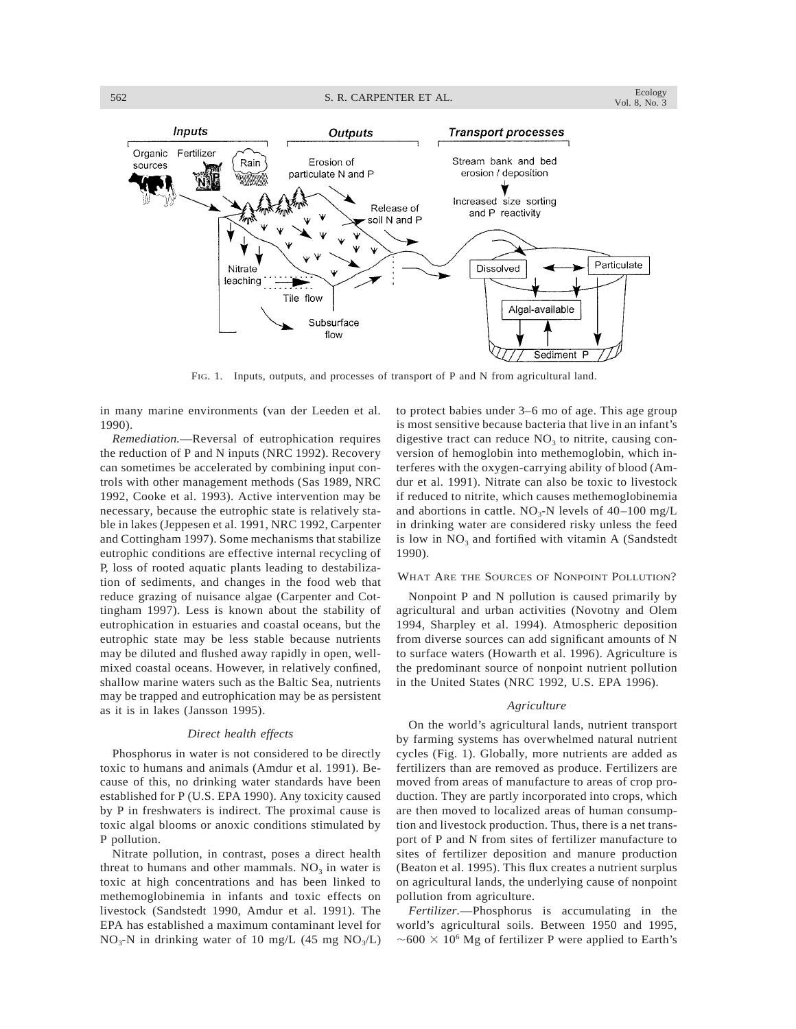FIG. 1. Inputs, outputs, and processes of transport of P and N from agricultural land.

in many marine environments (van der Leeden et al. 1990).

*Remediation.*—Reversal of eutrophication requires the reduction of P and N inputs (NRC 1992). Recovery can sometimes be accelerated by combining input controls with other management methods (Sas 1989, NRC 1992, Cooke et al. 1993). Active intervention may be necessary, because the eutrophic state is relatively stable in lakes (Jeppesen et al. 1991, NRC 1992, Carpenter and Cottingham 1997). Some mechanisms that stabilize eutrophic conditions are effective internal recycling of P, loss of rooted aquatic plants leading to destabilization of sediments, and changes in the food web that reduce grazing of nuisance algae (Carpenter and Cottingham 1997). Less is known about the stability of eutrophication in estuaries and coastal oceans, but the eutrophic state may be less stable because nutrients may be diluted and flushed away rapidly in open, well-mixed coastal oceans. However, in relatively confined, shallow marine waters such as the Baltic Sea, nutrients may be trapped and eutrophication may be as persistent as it is in lakes (Jansson 1995).

### *Direct health effects*

Phosphorus in water is not considered to be directly toxic to humans and animals (Amdur et al. 1991). Because of this, no drinking water standards have been established for P (U.S. EPA 1990). Any toxicity caused by P in freshwaters is indirect. The proximal cause is toxic algal blooms or anoxic conditions stimulated by P pollution.

Nitrate pollution, in contrast, poses a direct health threat to humans and other mammals. $NO_3$ in water is toxic at high concentrations and has been linked to methemoglobinemia in infants and toxic effects on livestock (Sandstedt 1990, Amdur et al. 1991). The EPA has established a maximum contaminant level for $NO_3$-N in drinking water of 10 mg/L (45 mg $NO_3$/L) to protect babies under 3–6 mo of age. This age group is most sensitive because bacteria that live in an infant's digestive tract can reduce $NO_3$ to nitrite, causing conversion of hemoglobin into methemoglobin, which interferes with the oxygen-carrying ability of blood (Amdur et al. 1991). Nitrate can also be toxic to livestock if reduced to nitrite, which causes methemoglobinemia and abortions in cattle. $NO_3$-N levels of 40–100 mg/L in drinking water are considered risky unless the feed is low in $NO_3$ and fortified with vitamin A (Sandstedt 1990).

## WHAT ARE THE SOURCES OF NONPOINT POLLUTION?

Nonpoint P and N pollution is caused primarily by agricultural and urban activities (Novotny and Olem 1994, Sharpley et al. 1994). Atmospheric deposition from diverse sources can add significant amounts of N to surface waters (Howarth et al. 1996). Agriculture is the predominant source of nonpoint nutrient pollution in the United States (NRC 1992, U.S. EPA 1996).

### *Agriculture*

On the world's agricultural lands, nutrient transport by farming systems has overwhelmed natural nutrient cycles (Fig. 1). Globally, more nutrients are added as fertilizers than are removed as produce. Fertilizers are moved from areas of manufacture to areas of crop production. They are partly incorporated into crops, which are then moved to localized areas of human consumption and livestock production. Thus, there is a net transport of P and N from sites of fertilizer manufacture to sites of fertilizer deposition and manure production (Beaton et al. 1995). This flux creates a nutrient surplus on agricultural lands, the underlying cause of nonpoint pollution from agriculture.

*Fertilizer.*—Phosphorus is accumulating in the world's agricultural soils. Between 1950 and 1995, $\sim 600 \times 10^6$ Mg of fertilizer P were applied to Earth's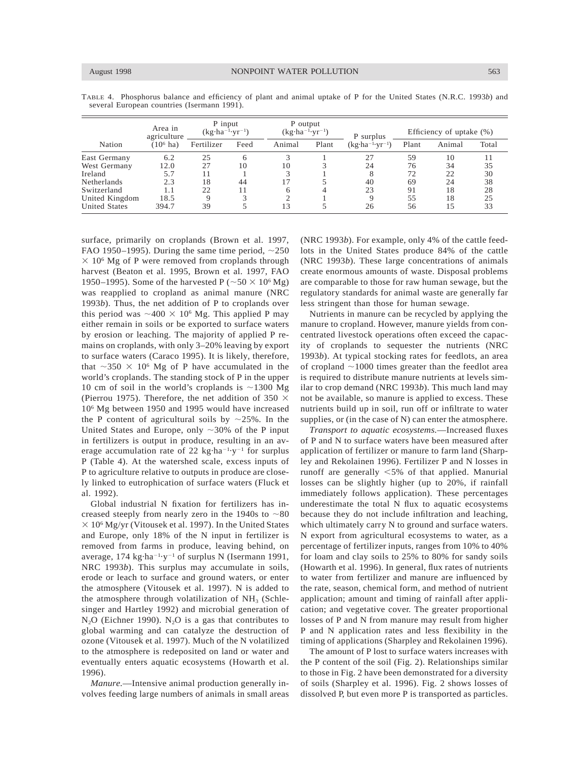TABLE 4. Phosphorus balance and efficiency of plant and animal uptake of P for the United States (N.R.C. 1993*b*) and several European countries (Isermann 1991).

| Nation | Area in agriculture ($10^6$ ha) | P input ($kg \cdot ha^{-1} \cdot yr^{-1}$) | | P output ($kg \cdot ha^{-1} \cdot yr^{-1}$) | | P surplus ($kg \cdot ha^{-1} \cdot yr^{-1}$) | Efficiency of uptake (%) | | |
|---|---|---|---|---|---|---|---|---|---|
| | | Fertilizer | Feed | Animal | Plant | | Plant | Animal | Total |
| East Germany | 6.2 | 25 | 6 | 3 | 1 | 27 | 59 | 10 | 11 |
| West Germany | 12.0 | 27 | 10 | 10 | 3 | 24 | 76 | 34 | 35 |
| Ireland | 5.7 | 11 | 1 | 3 | 1 | 8 | 72 | 22 | 30 |
| Netherlands | 2.3 | 18 | 44 | 17 | 5 | 40 | 69 | 24 | 38 |
| Switzerland | 1.1 | 22 | 11 | 6 | 4 | 23 | 91 | 18 | 28 |
| United Kingdom | 18.5 | 9 | 3 | 2 | 1 | 9 | 55 | 18 | 25 |
| United States | 394.7 | 39 | 5 | 13 | 5 | 26 | 56 | 15 | 33 |

surface, primarily on croplands (Brown et al. 1997, FAO 1950–1995). During the same time period, ~250 $\times$ $10^6$ Mg of P were removed from croplands through harvest (Beaton et al. 1995, Brown et al. 1997, FAO 1950–1995). Some of the harvested P (~50 $\times$ $10^6$ Mg) was reapplied to cropland as animal manure (NRC 1993*b*). Thus, the net addition of P to croplands over this period was ~400 $\times$ $10^6$ Mg. This applied P may either remain in soils or be exported to surface waters by erosion or leaching. The majority of applied P remains on croplands, with only 3–20% leaving by export to surface waters (Caraco 1995). It is likely, therefore, that ~350 $\times$ $10^6$ Mg of P have accumulated in the world's croplands. The standing stock of P in the upper 10 cm of soil in the world's croplands is ~1300 Mg (Pierrou 1975). Therefore, the net addition of 350 $\times$ $10^6$ Mg between 1950 and 1995 would have increased the P content of agricultural soils by ~25%. In the United States and Europe, only ~30% of the P input in fertilizers is output in produce, resulting in an average accumulation rate of 22 $kg \cdot ha^{-1} \cdot y^{-1}$ for surplus P (Table 4). At the watershed scale, excess inputs of P to agriculture relative to outputs in produce are closely linked to eutrophication of surface waters (Fluck et al. 1992).

Global industrial N fixation for fertilizers has increased steeply from nearly zero in the 1940s to ~80 $\times$ $10^6$ Mg/yr (Vitousek et al. 1997). In the United States and Europe, only 18% of the N input in fertilizer is removed from farms in produce, leaving behind, on average, 174 $kg \cdot ha^{-1} \cdot y^{-1}$ of surplus N (Isermann 1991, NRC 1993*b*). This surplus may accumulate in soils, erode or leach to surface and ground waters, or enter the atmosphere (Vitousek et al. 1997). N is added to the atmosphere through volatilization of $NH_3$ (Schlesinger and Hartley 1992) and microbial generation of $N_2O$ (Eichner 1990). $N_2O$ is a gas that contributes to global warming and can catalyze the destruction of ozone (Vitousek et al. 1997). Much of the N volatilized to the atmosphere is redeposited on land or water and eventually enters aquatic ecosystems (Howarth et al. 1996).

*Manure.*—Intensive animal production generally involves feeding large numbers of animals in small areas (NRC 1993*b*). For example, only 4% of the cattle feedlots in the United States produce 84% of the cattle (NRC 1993*b*). These large concentrations of animals create enormous amounts of waste. Disposal problems are comparable to those for raw human sewage, but the regulatory standards for animal waste are generally far less stringent than those for human sewage.

Nutrients in manure can be recycled by applying the manure to cropland. However, manure yields from concentrated livestock operations often exceed the capacity of croplands to sequester the nutrients (NRC 1993*b*). At typical stocking rates for feedlots, an area of cropland ~1000 times greater than the feedlot area is required to distribute manure nutrients at levels similar to crop demand (NRC 1993*b*). This much land may not be available, so manure is applied to excess. These nutrients build up in soil, run off or infiltrate to water supplies, or (in the case of N) can enter the atmosphere.

*Transport to aquatic ecosystems.*—Increased fluxes of P and N to surface waters have been measured after application of fertilizer or manure to farm land (Sharpley and Rekolainen 1996). Fertilizer P and N losses in runoff are generally <5% of that applied. Manurial losses can be slightly higher (up to 20%, if rainfall immediately follows application). These percentages underestimate the total N flux to aquatic ecosystems because they do not include infiltration and leaching, which ultimately carry N to ground and surface waters. N export from agricultural ecosystems to water, as a percentage of fertilizer inputs, ranges from 10% to 40% for loam and clay soils to 25% to 80% for sandy soils (Howarth et al. 1996). In general, flux rates of nutrients to water from fertilizer and manure are influenced by the rate, season, chemical form, and method of nutrient application; amount and timing of rainfall after application; and vegetative cover. The greater proportional losses of P and N from manure may result from higher P and N application rates and less flexibility in the timing of applications (Sharpley and Rekolainen 1996).

The amount of P lost to surface waters increases with the P content of the soil (Fig. 2). Relationships similar to those in Fig. 2 have been demonstrated for a diversity of soils (Sharpley et al. 1996). Fig. 2 shows losses of dissolved P, but even more P is transported as particles.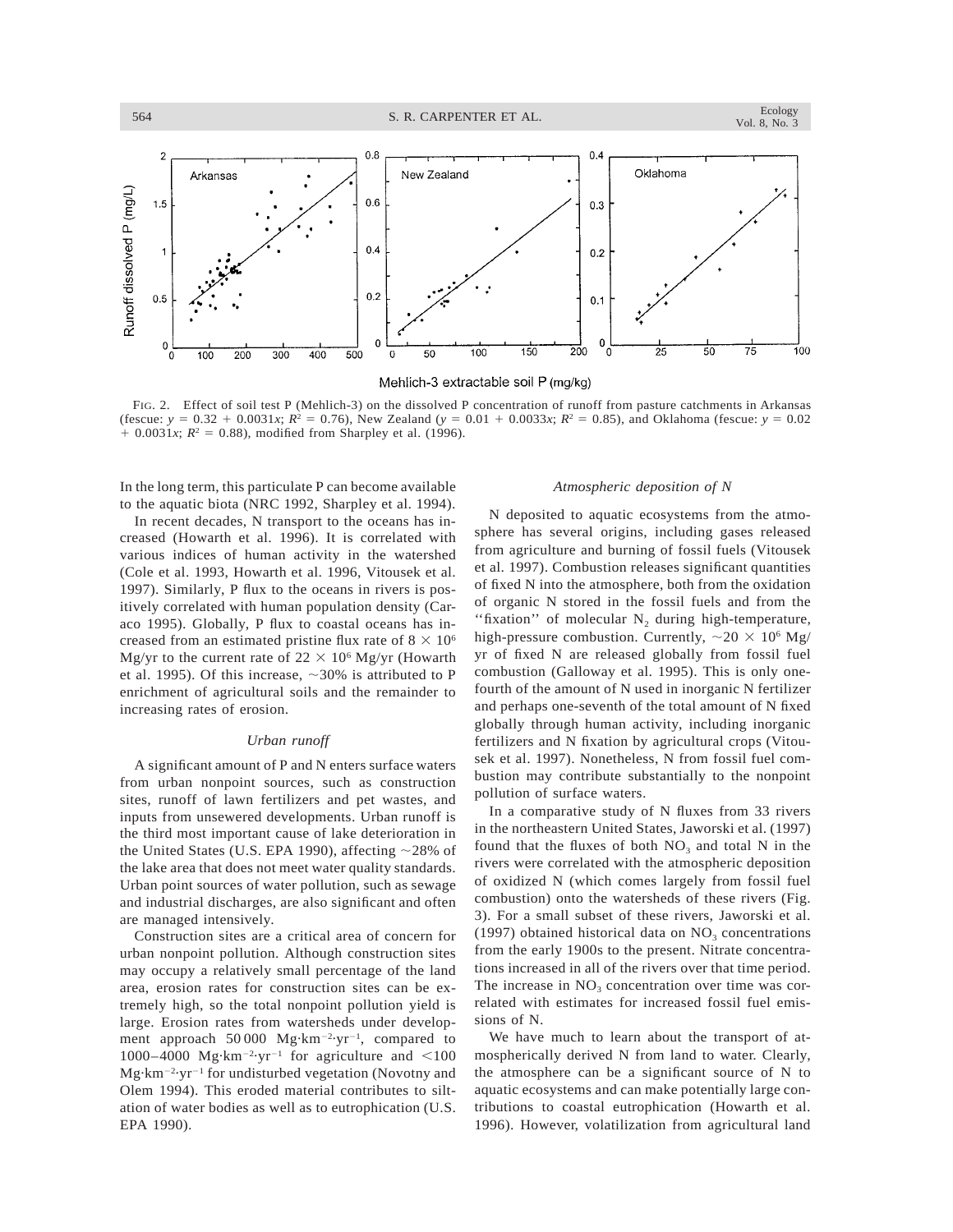FIG. 2. Effect of soil test P (Mehlich-3) on the dissolved P concentration of runoff from pasture catchments in Arkansas (fescue: $y = 0.32 + 0.0031x$; $R^2 = 0.76$), New Zealand ($y = 0.01 + 0.0033x$; $R^2 = 0.85$), and Oklahoma (fescue: $y = 0.02 + 0.0031x$; $R^2 = 0.88$), modified from Sharpley et al. (1996).

In the long term, this particulate P can become available to the aquatic biota (NRC 1992, Sharpley et al. 1994).

In recent decades, N transport to the oceans has increased (Howarth et al. 1996). It is correlated with various indices of human activity in the watershed (Cole et al. 1993, Howarth et al. 1996, Vitousek et al. 1997). Similarly, P flux to the oceans in rivers is positively correlated with human population density (Caraco 1995). Globally, P flux to coastal oceans has increased from an estimated pristine flux rate of $8 \times 10^6$ Mg/yr to the current rate of $22 \times 10^6$ Mg/yr (Howarth et al. 1995). Of this increase, ~30% is attributed to P enrichment of agricultural soils and the remainder to increasing rates of erosion.

### *Urban runoff*

A significant amount of P and N enters surface waters from urban nonpoint sources, such as construction sites, runoff of lawn fertilizers and pet wastes, and inputs from unsewered developments. Urban runoff is the third most important cause of lake deterioration in the United States (U.S. EPA 1990), affecting ~28% of the lake area that does not meet water quality standards. Urban point sources of water pollution, such as sewage and industrial discharges, are also significant and often are managed intensively.

Construction sites are a critical area of concern for urban nonpoint pollution. Although construction sites may occupy a relatively small percentage of the land area, erosion rates for construction sites can be extremely high, so the total nonpoint pollution yield is large. Erosion rates from watersheds under development approach 50 000 $Mg \cdot km^{-2} \cdot yr^{-1}$, compared to 1000–4000 $Mg \cdot km^{-2} \cdot yr^{-1}$ for agriculture and <100 $Mg \cdot km^{-2} \cdot yr^{-1}$ for undisturbed vegetation (Novotny and Olem 1994). This eroded material contributes to siltation of water bodies as well as to eutrophication (U.S. EPA 1990).

### *Atmospheric deposition of N*

N deposited to aquatic ecosystems from the atmosphere has several origins, including gases released from agriculture and burning of fossil fuels (Vitousek et al. 1997). Combustion releases significant quantities of fixed N into the atmosphere, both from the oxidation of organic N stored in the fossil fuels and from the ''fixation'' of molecular $N_2$ during high-temperature, high-pressure combustion. Currently, ~$20 \times 10^6$ Mg/yr of fixed N are released globally from fossil fuel combustion (Galloway et al. 1995). This is only one-fourth of the amount of N used in inorganic N fertilizer and perhaps one-seventh of the total amount of N fixed globally through human activity, including inorganic fertilizers and N fixation by agricultural crops (Vitousek et al. 1997). Nonetheless, N from fossil fuel combustion may contribute substantially to the nonpoint pollution of surface waters.

In a comparative study of N fluxes from 33 rivers in the northeastern United States, Jaworski et al. (1997) found that the fluxes of both $NO_3$ and total N in the rivers were correlated with the atmospheric deposition of oxidized N (which comes largely from fossil fuel combustion) onto the watersheds of these rivers (Fig. 3). For a small subset of these rivers, Jaworski et al. (1997) obtained historical data on $NO_3$ concentrations from the early 1900s to the present. Nitrate concentrations increased in all of the rivers over that time period. The increase in $NO_3$ concentration over time was correlated with estimates for increased fossil fuel emissions of N.

We have much to learn about the transport of atmospherically derived N from land to water. Clearly, the atmosphere can be a significant source of N to aquatic ecosystems and can make potentially large contributions to coastal eutrophication (Howarth et al. 1996). However, volatilization from agricultural land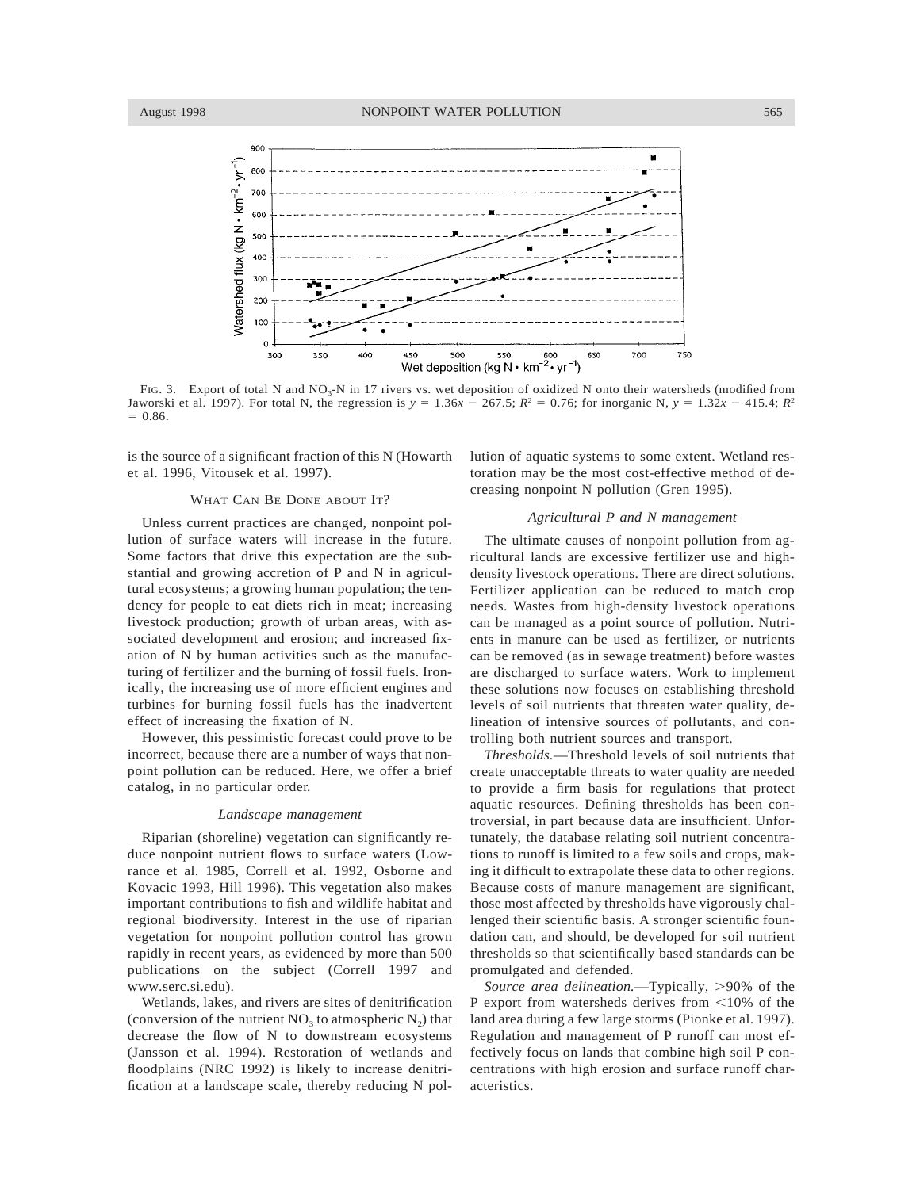FIG. 3. Export of total N and $NO_3$-N in 17 rivers vs. wet deposition of oxidized N onto their watersheds (modified from Jaworski et al. 1997). For total N, the regression is $y = 1.36x - 267.5$; $R^2 = 0.76$; for inorganic N, $y = 1.32x - 415.4$; $R^2 = 0.86$.

is the source of a significant fraction of this N (Howarth et al. 1996, Vitousek et al. 1997).

## WHAT CAN BE DONE ABOUT IT?

Unless current practices are changed, nonpoint pollution of surface waters will increase in the future. Some factors that drive this expectation are the substantial and growing accretion of P and N in agricultural ecosystems; a growing human population; the tendency for people to eat diets rich in meat; increasing livestock production; growth of urban areas, with associated development and erosion; and increased fixation of N by human activities such as the manufacturing of fertilizer and the burning of fossil fuels. Ironically, the increasing use of more efficient engines and turbines for burning fossil fuels has the inadvertent effect of increasing the fixation of N.

However, this pessimistic forecast could prove to be incorrect, because there are a number of ways that nonpoint pollution can be reduced. Here, we offer a brief catalog, in no particular order.

### *Landscape management*

Riparian (shoreline) vegetation can significantly reduce nonpoint nutrient flows to surface waters (Lowrance et al. 1985, Correll et al. 1992, Osborne and Kovacic 1993, Hill 1996). This vegetation also makes important contributions to fish and wildlife habitat and regional biodiversity. Interest in the use of riparian vegetation for nonpoint pollution control has grown rapidly in recent years, as evidenced by more than 500 publications on the subject (Correll 1997 and www.serc.si.edu).

Wetlands, lakes, and rivers are sites of denitrification (conversion of the nutrient $NO_3$ to atmospheric $N_2$) that decrease the flow of N to downstream ecosystems (Jansson et al. 1994). Restoration of wetlands and floodplains (NRC 1992) is likely to increase denitrification at a landscape scale, thereby reducing N pollution of aquatic systems to some extent. Wetland restoration may be the most cost-effective method of decreasing nonpoint N pollution (Gren 1995).

### *Agricultural P and N management*

The ultimate causes of nonpoint pollution from agricultural lands are excessive fertilizer use and high-density livestock operations. There are direct solutions. Fertilizer application can be reduced to match crop needs. Wastes from high-density livestock operations can be managed as a point source of pollution. Nutrients in manure can be used as fertilizer, or nutrients can be removed (as in sewage treatment) before wastes are discharged to surface waters. Work to implement these solutions now focuses on establishing threshold levels of soil nutrients that threaten water quality, delineation of intensive sources of pollutants, and controlling both nutrient sources and transport.

*Thresholds.*—Threshold levels of soil nutrients that create unacceptable threats to water quality are needed to provide a firm basis for regulations that protect aquatic resources. Defining thresholds has been controversial, in part because data are insufficient. Unfortunately, the database relating soil nutrient concentrations to runoff is limited to a few soils and crops, making it difficult to extrapolate these data to other regions. Because costs of manure management are significant, those most affected by thresholds have vigorously challenged their scientific basis. A stronger scientific foundation can, and should, be developed for soil nutrient thresholds so that scientifically based standards can be promulgated and defended.

*Source area delineation.*—Typically, >90% of the P export from watersheds derives from <10% of the land area during a few large storms (Pionke et al. 1997). Regulation and management of P runoff can most effectively focus on lands that combine high soil P concentrations with high erosion and surface runoff characteristics.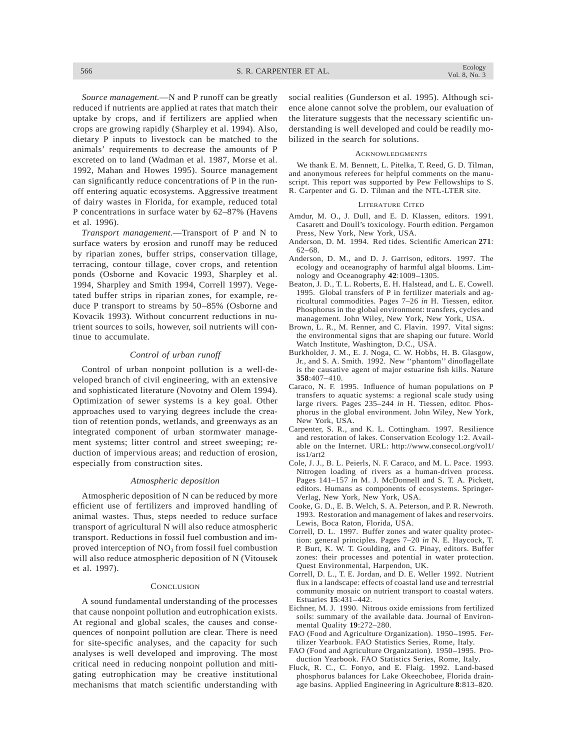*Source management.*—N and P runoff can be greatly reduced if nutrients are applied at rates that match their uptake by crops, and if fertilizers are applied when crops are growing rapidly (Sharpley et al. 1994). Also, dietary P inputs to livestock can be matched to the animals' requirements to decrease the amounts of P excreted on to land (Wadman et al. 1987, Morse et al. 1992, Mahan and Howes 1995). Source management can significantly reduce concentrations of P in the runoff entering aquatic ecosystems. Aggressive treatment of dairy wastes in Florida, for example, reduced total P concentrations in surface water by 62–87% (Havens et al. 1996).

*Transport management.*—Transport of P and N to surface waters by erosion and runoff may be reduced by riparian zones, buffer strips, conservation tillage, terracing, contour tillage, cover crops, and retention ponds (Osborne and Kovacic 1993, Sharpley et al. 1994, Sharpley and Smith 1994, Correll 1997). Vegetated buffer strips in riparian zones, for example, reduce P transport to streams by 50–85% (Osborne and Kovacik 1993). Without concurrent reductions in nutrient sources to soils, however, soil nutrients will continue to accumulate.

### *Control of urban runoff*

Control of urban nonpoint pollution is a well-developed branch of civil engineering, with an extensive and sophisticated literature (Novotny and Olem 1994). Optimization of sewer systems is a key goal. Other approaches used to varying degrees include the creation of retention ponds, wetlands, and greenways as an integrated component of urban stormwater management systems; litter control and street sweeping; reduction of impervious areas; and reduction of erosion, especially from construction sites.

### *Atmospheric deposition*

Atmospheric deposition of N can be reduced by more efficient use of fertilizers and improved handling of animal wastes. Thus, steps needed to reduce surface transport of agricultural N will also reduce atmospheric transport. Reductions in fossil fuel combustion and improved interception of $NO_3$ from fossil fuel combustion will also reduce atmospheric deposition of N (Vitousek et al. 1997).

## Conclusion

A sound fundamental understanding of the processes that cause nonpoint pollution and eutrophication exists. At regional and global scales, the causes and consequences of nonpoint pollution are clear. There is need for site-specific analyses, and the capacity for such analyses is well developed and improving. The most critical need in reducing nonpoint pollution and mitigating eutrophication may be creative institutional mechanisms that match scientific understanding with social realities (Gunderson et al. 1995). Although science alone cannot solve the problem, our evaluation of the literature suggests that the necessary scientific understanding is well developed and could be readily mobilized in the search for solutions.

## Acknowledgments

We thank E. M. Bennett, L. Pitelka, T. Reed, G. D. Tilman, and anonymous referees for helpful comments on the manuscript. This report was supported by Pew Fellowships to S. R. Carpenter and G. D. Tilman and the NTL-LTER site.

## Literature Cited

Amdur, M. O., J. Dull, and E. D. Klassen, editors. 1991. Casarett and Doull's toxicology. Fourth edition. Pergamon Press, New York, New York, USA.

Anderson, D. M. 1994. Red tides. Scientific American **271**: 62–68.

Anderson, D. M., and D. J. Garrison, editors. 1997. The ecology and oceanography of harmful algal blooms. Limnology and Oceanography **42**:1009–1305.

Beaton, J. D., T. L. Roberts, E. H. Halstead, and L. E. Cowell. 1995. Global transfers of P in fertilizer materials and agricultural commodities. Pages 7–26 *in* H. Tiessen, editor. Phosphorus in the global environment: transfers, cycles and management. John Wiley, New York, New York, USA.

Brown, L. R., M. Renner, and C. Flavin. 1997. Vital signs: the environmental signs that are shaping our future. World Watch Institute, Washington, D.C., USA.

Burkholder, J. M., E. J. Noga, C. W. Hobbs, H. B. Glasgow, Jr., and S. A. Smith. 1992. New ''phantom'' dinoflagellate is the causative agent of major estuarine fish kills. Nature **358**:407–410.

Caraco, N. F. 1995. Influence of human populations on P transfers to aquatic systems: a regional scale study using large rivers. Pages 235–244 *in* H. Tiessen, editor. Phosphorus in the global environment. John Wiley, New York, New York, USA.

Carpenter, S. R., and K. L. Cottingham. 1997. Resilience and restoration of lakes. Conservation Ecology 1:2. Available on the Internet. URL: http://www.consecol.org/vol1/iss1/art2

Cole, J. J., B. L. Peierls, N. F. Caraco, and M. L. Pace. 1993. Nitrogen loading of rivers as a human-driven process. Pages 141–157 *in* M. J. McDonnell and S. T. A. Pickett, editors. Humans as components of ecosystems. Springer-Verlag, New York, New York, USA.

Cooke, G. D., E. B. Welch, S. A. Peterson, and P. R. Newroth. 1993. Restoration and management of lakes and reservoirs. Lewis, Boca Raton, Florida, USA.

Correll, D. L. 1997. Buffer zones and water quality protection: general principles. Pages 7–20 *in* N. E. Haycock, T. P. Burt, K. W. T. Goulding, and G. Pinay, editors. Buffer zones: their processes and potential in water protection. Quest Environmental, Harpendon, UK.

Correll, D. L., T. E. Jordan, and D. E. Weller 1992. Nutrient flux in a landscape: effects of coastal land use and terrestrial community mosaic on nutrient transport to coastal waters. Estuaries **15**:431–442.

Eichner, M. J. 1990. Nitrous oxide emissions from fertilized soils: summary of the available data. Journal of Environmental Quality **19**:272–280.

FAO (Food and Agriculture Organization). 1950–1995. Fertilizer Yearbook. FAO Statistics Series, Rome, Italy.

FAO (Food and Agriculture Organization). 1950–1995. Production Yearbook. FAO Statistics Series, Rome, Italy.

Fluck, R. C., C. Fonyo, and E. Flaig. 1992. Land-based phosphorus balances for Lake Okeechobee, Florida drainage basins. Applied Engineering in Agriculture **8**:813–820.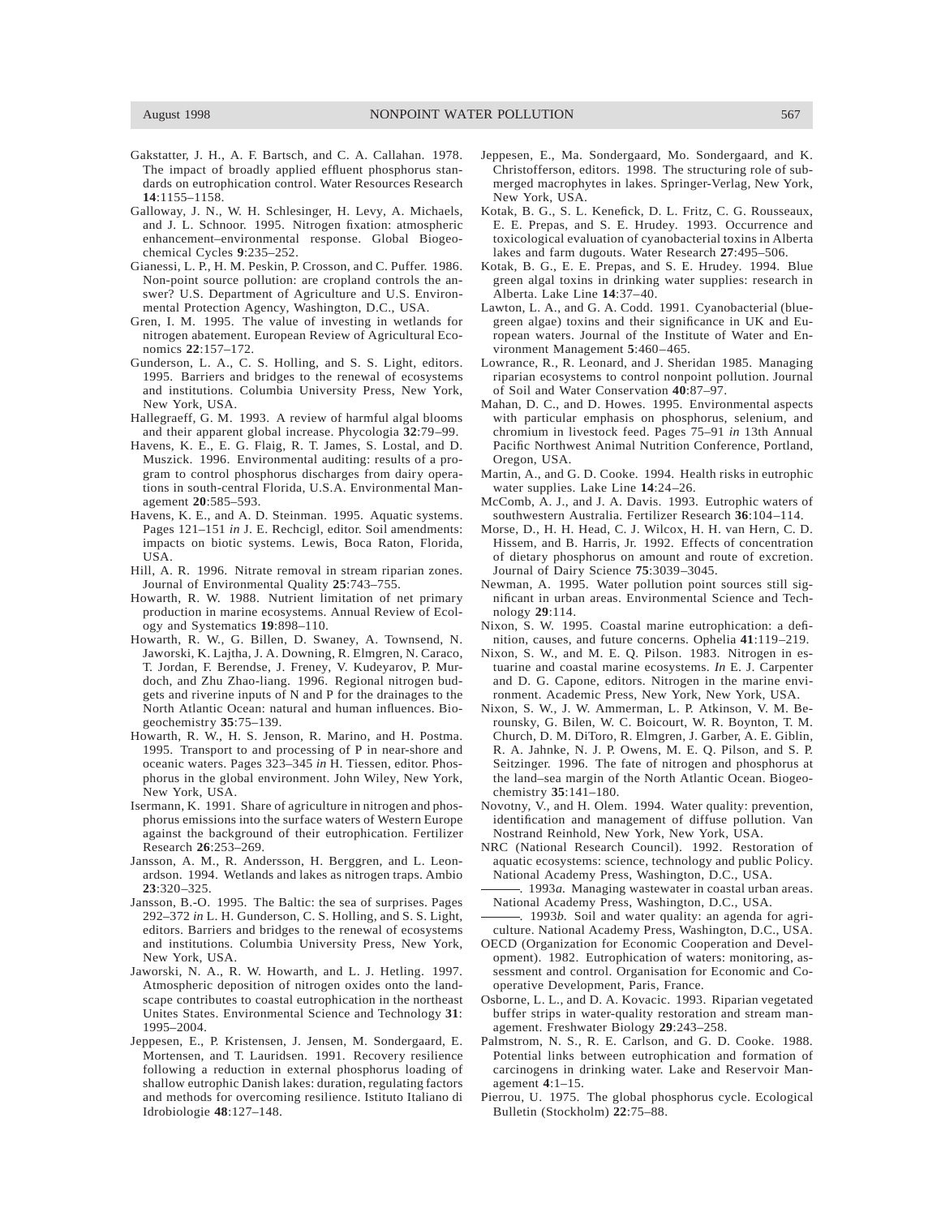Gakstatter, J. H., A. F. Bartsch, and C. A. Callahan. 1978. The impact of broadly applied effluent phosphorus standards on eutrophication control. Water Resources Research **14**:1155–1158.

Galloway, J. N., W. H. Schlesinger, H. Levy, A. Michaels, and J. L. Schnoor. 1995. Nitrogen fixation: atmospheric enhancement–environmental response. Global Biogeochemical Cycles **9**:235–252.

Gianessi, L. P., H. M. Peskin, P. Crosson, and C. Puffer. 1986. Non-point source pollution: are cropland controls the answer? U.S. Department of Agriculture and U.S. Environmental Protection Agency, Washington, D.C., USA.

Gren, I. M. 1995. The value of investing in wetlands for nitrogen abatement. European Review of Agricultural Economics **22**:157–172.

Gunderson, L. A., C. S. Holling, and S. S. Light, editors. 1995. Barriers and bridges to the renewal of ecosystems and institutions. Columbia University Press, New York, New York, USA.

Hallegraeff, G. M. 1993. A review of harmful algal blooms and their apparent global increase. Phycologia **32**:79–99.

Havens, K. E., E. G. Flaig, R. T. James, S. Lostal, and D. Muszick. 1996. Environmental auditing: results of a program to control phosphorus discharges from dairy operations in south-central Florida, U.S.A. Environmental Management **20**:585–593.

Havens, K. E., and A. D. Steinman. 1995. Aquatic systems. Pages 121–151 *in* J. E. Rechcigl, editor. Soil amendments: impacts on biotic systems. Lewis, Boca Raton, Florida, USA.

Hill, A. R. 1996. Nitrate removal in stream riparian zones. Journal of Environmental Quality **25**:743–755.

Howarth, R. W. 1988. Nutrient limitation of net primary production in marine ecosystems. Annual Review of Ecology and Systematics **19**:898–110.

Howarth, R. W., G. Billen, D. Swaney, A. Townsend, N. Jaworski, K. Lajtha, J. A. Downing, R. Elmgren, N. Caraco, T. Jordan, F. Berendse, J. Freney, V. Kudeyarov, P. Murdoch, and Zhu Zhao-liang. 1996. Regional nitrogen budgets and riverine inputs of N and P for the drainages to the North Atlantic Ocean: natural and human influences. Biogeochemistry **35**:75–139.

Howarth, R. W., H. S. Jenson, R. Marino, and H. Postma. 1995. Transport to and processing of P in near-shore and oceanic waters. Pages 323–345 *in* H. Tiessen, editor. Phosphorus in the global environment. John Wiley, New York, New York, USA.

Isermann, K. 1991. Share of agriculture in nitrogen and phosphorus emissions into the surface waters of Western Europe against the background of their eutrophication. Fertilizer Research **26**:253–269.

Jansson, A. M., R. Andersson, H. Berggren, and L. Leonardson. 1994. Wetlands and lakes as nitrogen traps. Ambio **23**:320–325.

Jansson, B.-O. 1995. The Baltic: the sea of surprises. Pages 292–372 *in* L. H. Gunderson, C. S. Holling, and S. S. Light, editors. Barriers and bridges to the renewal of ecosystems and institutions. Columbia University Press, New York, New York, USA.

Jaworski, N. A., R. W. Howarth, and L. J. Hetling. 1997. Atmospheric deposition of nitrogen oxides onto the landscape contributes to coastal eutrophication in the northeast Unites States. Environmental Science and Technology **31**: 1995–2004.

Jeppesen, E., P. Kristensen, J. Jensen, M. Sondergaard, E. Mortensen, and T. Lauridsen. 1991. Recovery resilience following a reduction in external phosphorus loading of shallow eutrophic Danish lakes: duration, regulating factors and methods for overcoming resilience. Istituto Italiano di Idrobiologie **48**:127–148.

Jeppesen, E., Ma. Sondergaard, Mo. Sondergaard, and K. Christofferson, editors. 1998. The structuring role of submerged macrophytes in lakes. Springer-Verlag, New York, New York, USA.

Kotak, B. G., S. L. Kenefick, D. L. Fritz, C. G. Rousseaux, E. E. Prepas, and S. E. Hrudey. 1993. Occurrence and toxicological evaluation of cyanobacterial toxins in Alberta lakes and farm dugouts. Water Research **27**:495–506.

Kotak, B. G., E. E. Prepas, and S. E. Hrudey. 1994. Blue green algal toxins in drinking water supplies: research in Alberta. Lake Line **14**:37–40.

Lawton, L. A., and G. A. Codd. 1991. Cyanobacterial (bluegreen algae) toxins and their significance in UK and European waters. Journal of the Institute of Water and Environment Management **5**:460–465.

Lowrance, R., R. Leonard, and J. Sheridan 1985. Managing riparian ecosystems to control nonpoint pollution. Journal of Soil and Water Conservation **40**:87–97.

Mahan, D. C., and D. Howes. 1995. Environmental aspects with particular emphasis on phosphorus, selenium, and chromium in livestock feed. Pages 75–91 *in* 13th Annual Pacific Northwest Animal Nutrition Conference, Portland, Oregon, USA.

Martin, A., and G. D. Cooke. 1994. Health risks in eutrophic water supplies. Lake Line **14**:24–26.

McComb, A. J., and J. A. Davis. 1993. Eutrophic waters of southwestern Australia. Fertilizer Research **36**:104–114.

Morse, D., H. H. Head, C. J. Wilcox, H. H. van Hern, C. D. Hissem, and B. Harris, Jr. 1992. Effects of concentration of dietary phosphorus on amount and route of excretion. Journal of Dairy Science **75**:3039–3045.

Newman, A. 1995. Water pollution point sources still significant in urban areas. Environmental Science and Technology **29**:114.

Nixon, S. W. 1995. Coastal marine eutrophication: a definition, causes, and future concerns. Ophelia **41**:119–219.

Nixon, S. W., and M. E. Q. Pilson. 1983. Nitrogen in estuarine and coastal marine ecosystems. *In* E. J. Carpenter and D. G. Capone, editors. Nitrogen in the marine environment. Academic Press, New York, New York, USA.

Nixon, S. W., J. W. Ammerman, L. P. Atkinson, V. M. Berounsky, G. Bilen, W. C. Boicourt, W. R. Boynton, T. M. Church, D. M. DiToro, R. Elmgren, J. Garber, A. E. Giblin, R. A. Jahnke, N. J. P. Owens, M. E. Q. Pilson, and S. P. Seitzinger. 1996. The fate of nitrogen and phosphorus at the land–sea margin of the North Atlantic Ocean. Biogeochemistry **35**:141–180.

Novotny, V., and H. Olem. 1994. Water quality: prevention, identification and management of diffuse pollution. Van Nostrand Reinhold, New York, New York, USA.

NRC (National Research Council). 1992. Restoration of aquatic ecosystems: science, technology and public Policy. National Academy Press, Washington, D.C., USA.

———. 1993*a*. Managing wastewater in coastal urban areas. National Academy Press, Washington, D.C., USA.

———. 1993*b*. Soil and water quality: an agenda for agriculture. National Academy Press, Washington, D.C., USA.

OECD (Organization for Economic Cooperation and Development). 1982. Eutrophication of waters: monitoring, assessment and control. Organisation for Economic and Cooperative Development, Paris, France.

Osborne, L. L., and D. A. Kovacic. 1993. Riparian vegetated buffer strips in water-quality restoration and stream management. Freshwater Biology **29**:243–258.

Palmstrom, N. S., R. E. Carlson, and G. D. Cooke. 1988. Potential links between eutrophication and formation of carcinogens in drinking water. Lake and Reservoir Management **4**:1–15.

Pierrou, U. 1975. The global phosphorus cycle. Ecological Bulletin (Stockholm) **22**:75–88.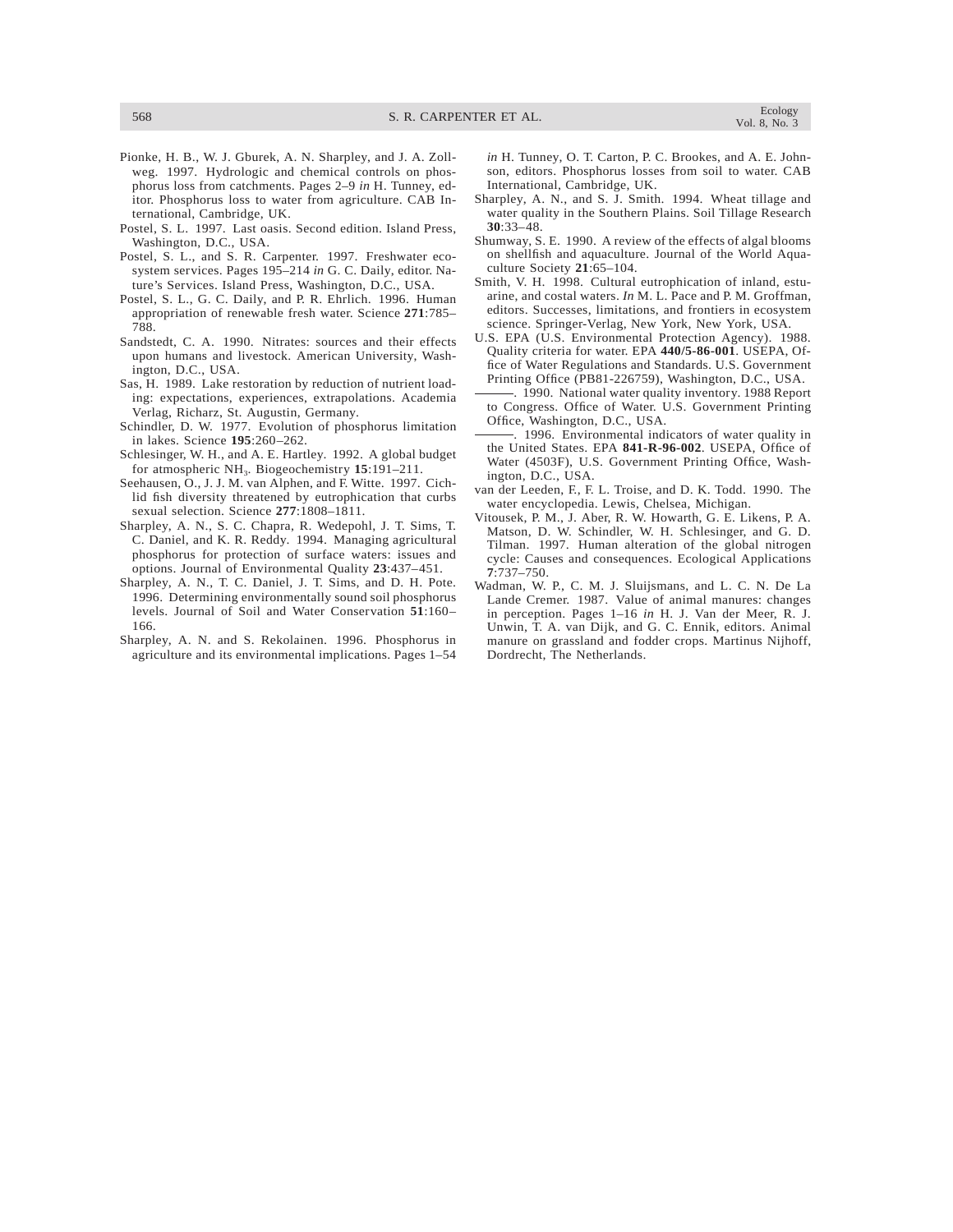Pionke, H. B., W. J. Gburek, A. N. Sharpley, and J. A. Zollweg. 1997. Hydrologic and chemical controls on phosphorus loss from catchments. Pages 2–9 *in* H. Tunney, editor. Phosphorus loss to water from agriculture. CAB International, Cambridge, UK.

Postel, S. L. 1997. Last oasis. Second edition. Island Press, Washington, D.C., USA.

Postel, S. L., and S. R. Carpenter. 1997. Freshwater ecosystem services. Pages 195–214 *in* G. C. Daily, editor. Nature's Services. Island Press, Washington, D.C., USA.

Postel, S. L., G. C. Daily, and P. R. Ehrlich. 1996. Human appropriation of renewable fresh water. Science **271**:785–788.

Sandstedt, C. A. 1990. Nitrates: sources and their effects upon humans and livestock. American University, Washington, D.C., USA.

Sas, H. 1989. Lake restoration by reduction of nutrient loading: expectations, experiences, extrapolations. Academia Verlag, Richarz, St. Augustin, Germany.

Schindler, D. W. 1977. Evolution of phosphorus limitation in lakes. Science **195**:260–262.

Schlesinger, W. H., and A. E. Hartley. 1992. A global budget for atmospheric $NH_3$. Biogeochemistry **15**:191–211.

Seehausen, O., J. J. M. van Alphen, and F. Witte. 1997. Cichlid fish diversity threatened by eutrophication that curbs sexual selection. Science **277**:1808–1811.

Sharpley, A. N., S. C. Chapra, R. Wedepohl, J. T. Sims, T. C. Daniel, and K. R. Reddy. 1994. Managing agricultural phosphorus for protection of surface waters: issues and options. Journal of Environmental Quality **23**:437–451.

Sharpley, A. N., T. C. Daniel, J. T. Sims, and D. H. Pote. 1996. Determining environmentally sound soil phosphorus levels. Journal of Soil and Water Conservation **51**:160–166.

Sharpley, A. N. and S. Rekolainen. 1996. Phosphorus in agriculture and its environmental implications. Pages 1–54 *in* H. Tunney, O. T. Carton, P. C. Brookes, and A. E. Johnson, editors. Phosphorus losses from soil to water. CAB International, Cambridge, UK.

Sharpley, A. N., and S. J. Smith. 1994. Wheat tillage and water quality in the Southern Plains. Soil Tillage Research **30**:33–48.

Shumway, S. E. 1990. A review of the effects of algal blooms on shellfish and aquaculture. Journal of the World Aquaculture Society **21**:65–104.

Smith, V. H. 1998. Cultural eutrophication of inland, estuarine, and costal waters. *In* M. L. Pace and P. M. Groffman, editors. Successes, limitations, and frontiers in ecosystem science. Springer-Verlag, New York, New York, USA.

U.S. EPA (U.S. Environmental Protection Agency). 1988. Quality criteria for water. EPA **440/5-86-001**. USEPA, Office of Water Regulations and Standards. U.S. Government Printing Office (PB81-226759), Washington, D.C., USA.

———. 1990. National water quality inventory. 1988 Report to Congress. Office of Water. U.S. Government Printing Office, Washington, D.C., USA.

———. 1996. Environmental indicators of water quality in the United States. EPA **841-R-96-002**. USEPA, Office of Water (4503F), U.S. Government Printing Office, Washington, D.C., USA.

van der Leeden, F., F. L. Troise, and D. K. Todd. 1990. The water encyclopedia. Lewis, Chelsea, Michigan.

Vitousek, P. M., J. Aber, R. W. Howarth, G. E. Likens, P. A. Matson, D. W. Schindler, W. H. Schlesinger, and G. D. Tilman. 1997. Human alteration of the global nitrogen cycle: Causes and consequences. Ecological Applications **7**:737–750.

Wadman, W. P., C. M. J. Sluijsmans, and L. C. N. De La Lande Cremer. 1987. Value of animal manures: changes in perception. Pages 1–16 *in* H. J. Van der Meer, R. J. Unwin, T. A. van Dijk, and G. C. Ennik, editors. Animal manure on grassland and fodder crops. Martinus Nijhoff, Dordrecht, The Netherlands.